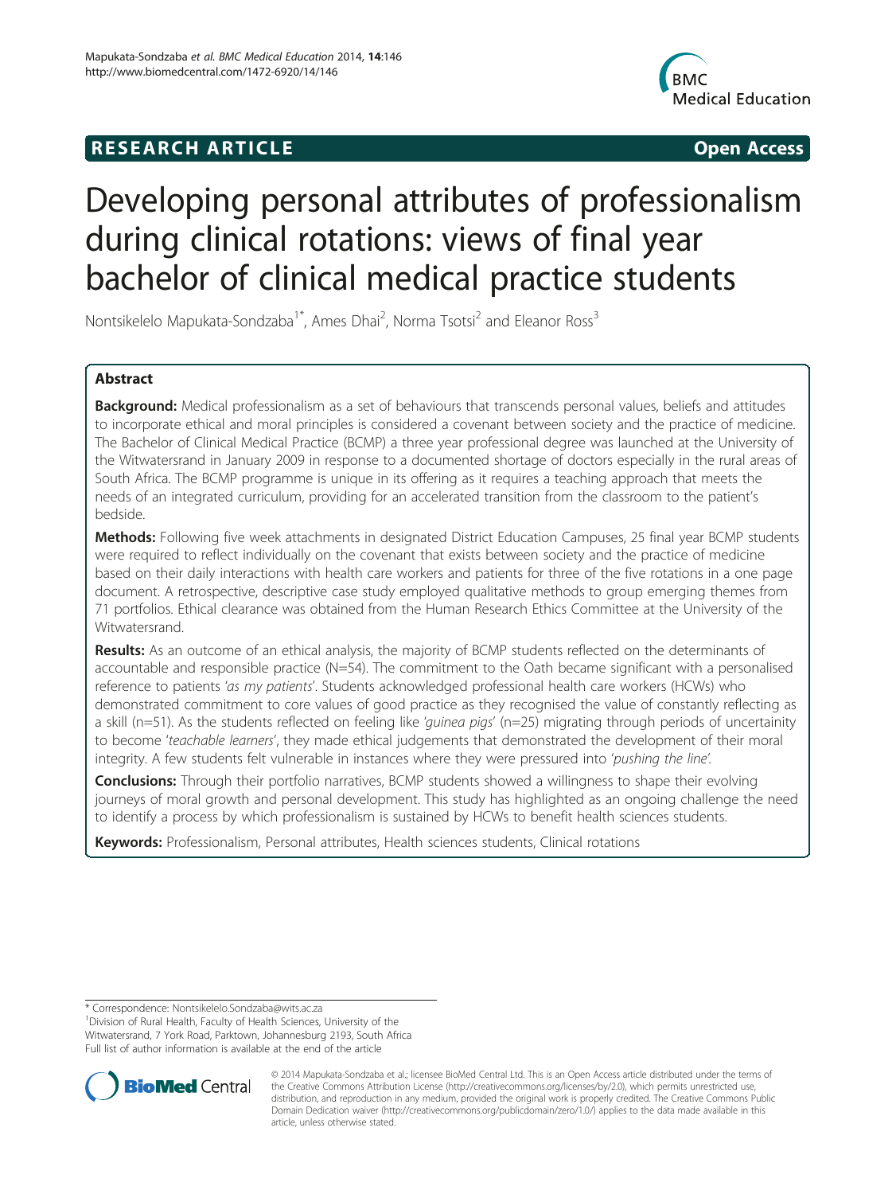RESEARCH ARTICLE Open Access

# Developing personal attributes of professionalism during clinical rotations: views of final year bachelor of clinical medical practice students

Nontsikelelo Mapukata-Sondzaba[1*], Ames Dhai[2], Norma Tsotsi[2] and Eleanor Ross[3]

## Abstract

**Background:** Medical professionalism as a set of behaviours that transcends personal values, beliefs and attitudes to incorporate ethical and moral principles is considered a covenant between society and the practice of medicine. The Bachelor of Clinical Medical Practice (BCMP) a three year professional degree was launched at the University of the Witwatersrand in January 2009 in response to a documented shortage of doctors especially in the rural areas of South Africa. The BCMP programme is unique in its offering as it requires a teaching approach that meets the needs of an integrated curriculum, providing for an accelerated transition from the classroom to the patient's bedside.

**Methods:** Following five week attachments in designated District Education Campuses, 25 final year BCMP students were required to reflect individually on the covenant that exists between society and the practice of medicine based on their daily interactions with health care workers and patients for three of the five rotations in a one page document. A retrospective, descriptive case study employed qualitative methods to group emerging themes from 71 portfolios. Ethical clearance was obtained from the Human Research Ethics Committee at the University of the Witwatersrand.

**Results:** As an outcome of an ethical analysis, the majority of BCMP students reflected on the determinants of accountable and responsible practice (N=54). The commitment to the Oath became significant with a personalised reference to patients *'as my patients'*. Students acknowledged professional health care workers (HCWs) who demonstrated commitment to core values of good practice as they recognised the value of constantly reflecting as a skill (n=51). As the students reflected on feeling like *'guinea pigs'* (n=25) migrating through periods of uncertainity to become *'teachable learners'*, they made ethical judgements that demonstrated the development of their moral integrity. A few students felt vulnerable in instances where they were pressured into *'pushing the line'*.

**Conclusions:** Through their portfolio narratives, BCMP students showed a willingness to shape their evolving journeys of moral growth and personal development. This study has highlighted as an ongoing challenge the need to identify a process by which professionalism is sustained by HCWs to benefit health sciences students.

**Keywords:** Professionalism, Personal attributes, Health sciences students, Clinical rotations

---

\* Correspondence: Nontsikelelo.Sondzaba@wits.ac.za

[1]Division of Rural Health, Faculty of Health Sciences, University of the Witwatersrand, 7 York Road, Parktown, Johannesburg 2193, South Africa

Full list of author information is available at the end of the article

© 2014 Mapukata-Sondzaba et al.; licensee BioMed Central Ltd. This is an Open Access article distributed under the terms of the Creative Commons Attribution License (http://creativecommons.org/licenses/by/2.0), which permits unrestricted use, distribution, and reproduction in any medium, provided the original work is properly credited. The Creative Commons Public Domain Dedication waiver (http://creativecommons.org/publicdomain/zero/1.0/) applies to the data made available in this article, unless otherwise stated.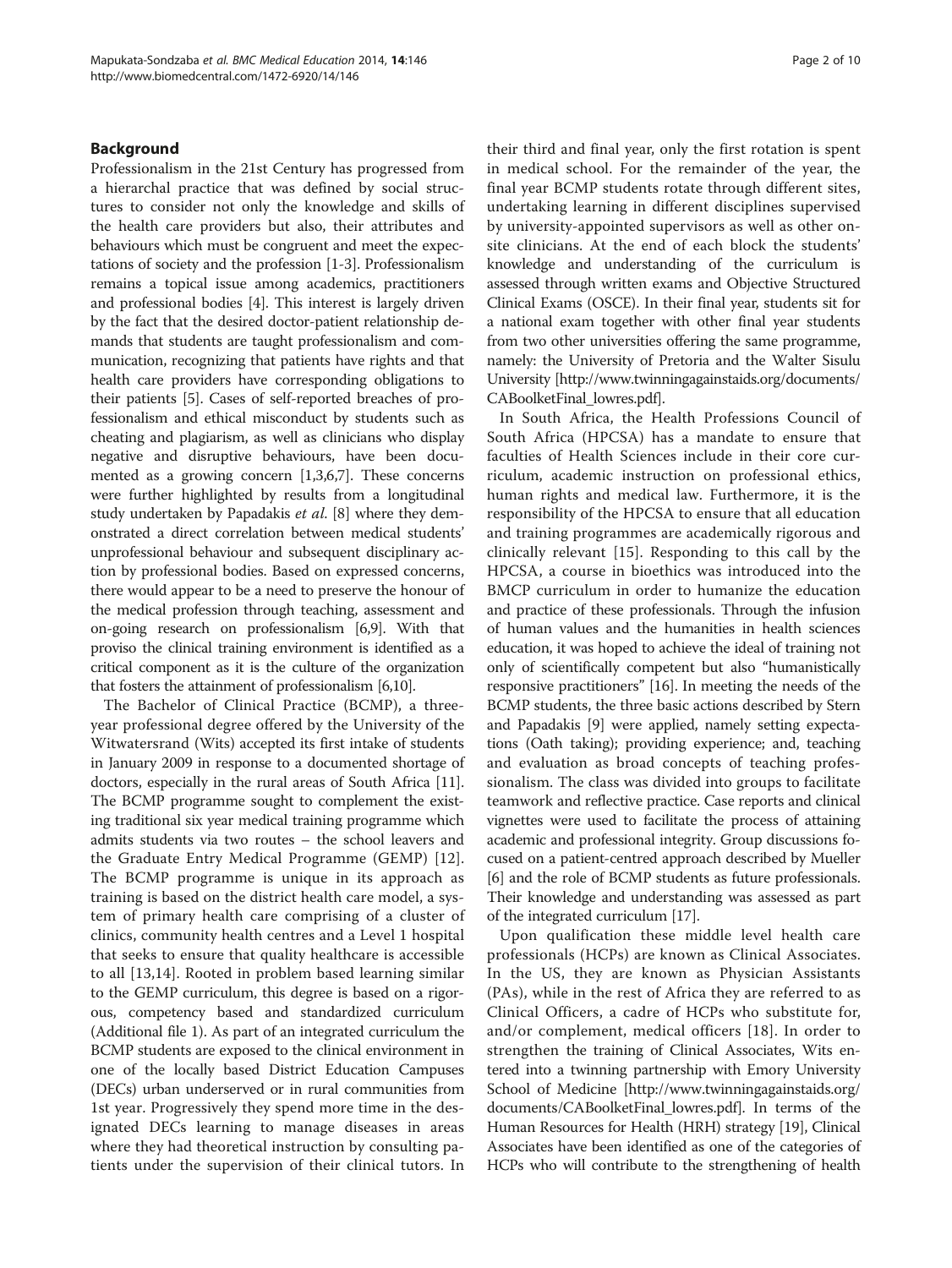## Background

Professionalism in the 21st Century has progressed from a hierarchal practice that was defined by social structures to consider not only the knowledge and skills of the health care providers but also, their attributes and behaviours which must be congruent and meet the expectations of society and the profession [1-3]. Professionalism remains a topical issue among academics, practitioners and professional bodies [4]. This interest is largely driven by the fact that the desired doctor-patient relationship demands that students are taught professionalism and communication, recognizing that patients have rights and that health care providers have corresponding obligations to their patients [5]. Cases of self-reported breaches of professionalism and ethical misconduct by students such as cheating and plagiarism, as well as clinicians who display negative and disruptive behaviours, have been documented as a growing concern [1,3,6,7]. These concerns were further highlighted by results from a longitudinal study undertaken by Papadakis *et al*. [8] where they demonstrated a direct correlation between medical students' unprofessional behaviour and subsequent disciplinary action by professional bodies. Based on expressed concerns, there would appear to be a need to preserve the honour of the medical profession through teaching, assessment and on-going research on professionalism [6,9]. With that proviso the clinical training environment is identified as a critical component as it is the culture of the organization that fosters the attainment of professionalism [6,10].

The Bachelor of Clinical Practice (BCMP), a three-year professional degree offered by the University of the Witwatersrand (Wits) accepted its first intake of students in January 2009 in response to a documented shortage of doctors, especially in the rural areas of South Africa [11]. The BCMP programme sought to complement the existing traditional six year medical training programme which admits students via two routes – the school leavers and the Graduate Entry Medical Programme (GEMP) [12]. The BCMP programme is unique in its approach as training is based on the district health care model, a system of primary health care comprising of a cluster of clinics, community health centres and a Level 1 hospital that seeks to ensure that quality healthcare is accessible to all [13,14]. Rooted in problem based learning similar to the GEMP curriculum, this degree is based on a rigorous, competency based and standardized curriculum (Additional file 1). As part of an integrated curriculum the BCMP students are exposed to the clinical environment in one of the locally based District Education Campuses (DECs) urban underserved or in rural communities from 1st year. Progressively they spend more time in the designated DECs learning to manage diseases in areas where they had theoretical instruction by consulting patients under the supervision of their clinical tutors. In their third and final year, only the first rotation is spent in medical school. For the remainder of the year, the final year BCMP students rotate through different sites, undertaking learning in different disciplines supervised by university-appointed supervisors as well as other on-site clinicians. At the end of each block the students' knowledge and understanding of the curriculum is assessed through written exams and Objective Structured Clinical Exams (OSCE). In their final year, students sit for a national exam together with other final year students from two other universities offering the same programme, namely: the University of Pretoria and the Walter Sisulu University [http://www.twinningagainstaids.org/documents/CABoolketFinal_lowres.pdf].

In South Africa, the Health Professions Council of South Africa (HPCSA) has a mandate to ensure that faculties of Health Sciences include in their core curriculum, academic instruction on professional ethics, human rights and medical law. Furthermore, it is the responsibility of the HPCSA to ensure that all education and training programmes are academically rigorous and clinically relevant [15]. Responding to this call by the HPCSA, a course in bioethics was introduced into the BMCP curriculum in order to humanize the education and practice of these professionals. Through the infusion of human values and the humanities in health sciences education, it was hoped to achieve the ideal of training not only of scientifically competent but also "humanistically responsive practitioners" [16]. In meeting the needs of the BCMP students, the three basic actions described by Stern and Papadakis [9] were applied, namely setting expectations (Oath taking); providing experience; and, teaching and evaluation as broad concepts of teaching professionalism. The class was divided into groups to facilitate teamwork and reflective practice. Case reports and clinical vignettes were used to facilitate the process of attaining academic and professional integrity. Group discussions focused on a patient-centred approach described by Mueller [6] and the role of BCMP students as future professionals. Their knowledge and understanding was assessed as part of the integrated curriculum [17].

Upon qualification these middle level health care professionals (HCPs) are known as Clinical Associates. In the US, they are known as Physician Assistants (PAs), while in the rest of Africa they are referred to as Clinical Officers, a cadre of HCPs who substitute for, and/or complement, medical officers [18]. In order to strengthen the training of Clinical Associates, Wits entered into a twinning partnership with Emory University School of Medicine [http://www.twinningagainstaids.org/documents/CABoolketFinal_lowres.pdf]. In terms of the Human Resources for Health (HRH) strategy [19], Clinical Associates have been identified as one of the categories of HCPs who will contribute to the strengthening of health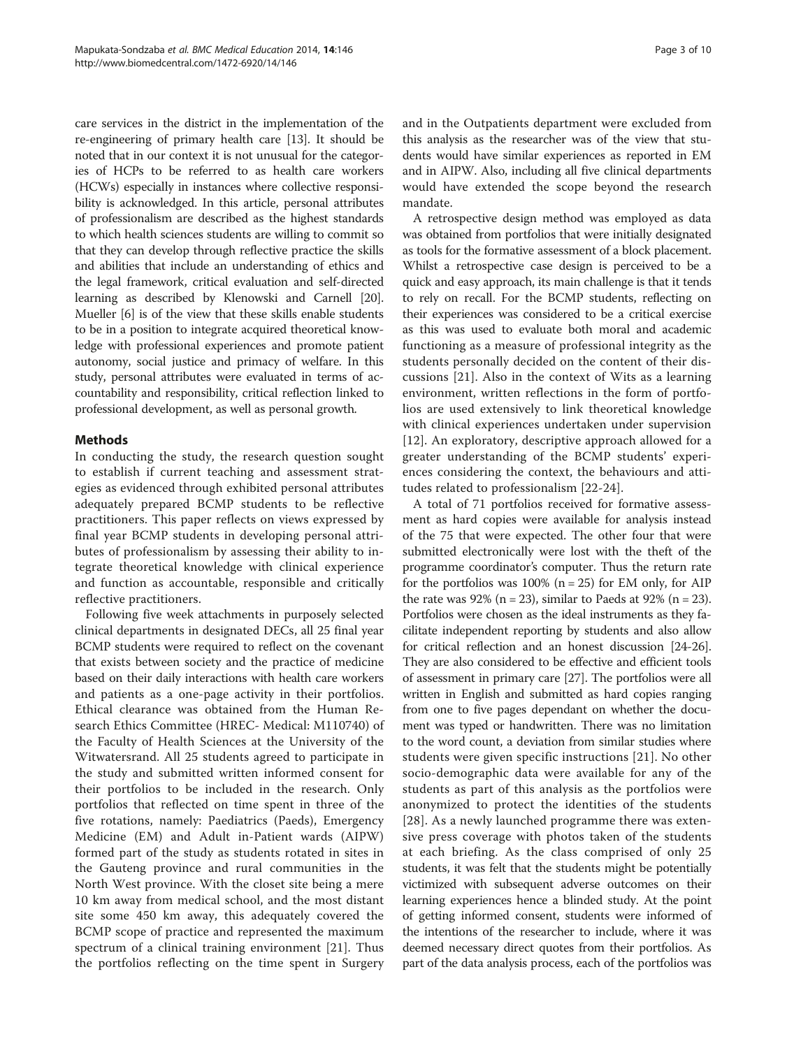care services in the district in the implementation of the re-engineering of primary health care [13]. It should be noted that in our context it is not unusual for the categories of HCPs to be referred to as health care workers (HCWs) especially in instances where collective responsibility is acknowledged. In this article, personal attributes of professionalism are described as the highest standards to which health sciences students are willing to commit so that they can develop through reflective practice the skills and abilities that include an understanding of ethics and the legal framework, critical evaluation and self-directed learning as described by Klenowski and Carnell [20]. Mueller [6] is of the view that these skills enable students to be in a position to integrate acquired theoretical knowledge with professional experiences and promote patient autonomy, social justice and primacy of welfare. In this study, personal attributes were evaluated in terms of accountability and responsibility, critical reflection linked to professional development, as well as personal growth.

## Methods

In conducting the study, the research question sought to establish if current teaching and assessment strategies as evidenced through exhibited personal attributes adequately prepared BCMP students to be reflective practitioners. This paper reflects on views expressed by final year BCMP students in developing personal attributes of professionalism by assessing their ability to integrate theoretical knowledge with clinical experience and function as accountable, responsible and critically reflective practitioners.

Following five week attachments in purposely selected clinical departments in designated DECs, all 25 final year BCMP students were required to reflect on the covenant that exists between society and the practice of medicine based on their daily interactions with health care workers and patients as a one-page activity in their portfolios. Ethical clearance was obtained from the Human Research Ethics Committee (HREC- Medical: M110740) of the Faculty of Health Sciences at the University of the Witwatersrand. All 25 students agreed to participate in the study and submitted written informed consent for their portfolios to be included in the research. Only portfolios that reflected on time spent in three of the five rotations, namely: Paediatrics (Paeds), Emergency Medicine (EM) and Adult in-Patient wards (AIPW) formed part of the study as students rotated in sites in the Gauteng province and rural communities in the North West province. With the closet site being a mere 10 km away from medical school, and the most distant site some 450 km away, this adequately covered the BCMP scope of practice and represented the maximum spectrum of a clinical training environment [21]. Thus the portfolios reflecting on the time spent in Surgery and in the Outpatients department were excluded from this analysis as the researcher was of the view that students would have similar experiences as reported in EM and in AIPW. Also, including all five clinical departments would have extended the scope beyond the research mandate.

A retrospective design method was employed as data was obtained from portfolios that were initially designated as tools for the formative assessment of a block placement. Whilst a retrospective case design is perceived to be a quick and easy approach, its main challenge is that it tends to rely on recall. For the BCMP students, reflecting on their experiences was considered to be a critical exercise as this was used to evaluate both moral and academic functioning as a measure of professional integrity as the students personally decided on the content of their discussions [21]. Also in the context of Wits as a learning environment, written reflections in the form of portfolios are used extensively to link theoretical knowledge with clinical experiences undertaken under supervision [12]. An exploratory, descriptive approach allowed for a greater understanding of the BCMP students' experiences considering the context, the behaviours and attitudes related to professionalism [22-24].

A total of 71 portfolios received for formative assessment as hard copies were available for analysis instead of the 75 that were expected. The other four that were submitted electronically were lost with the theft of the programme coordinator's computer. Thus the return rate for the portfolios was 100% (n = 25) for EM only, for AIP the rate was 92% (n = 23), similar to Paeds at 92% (n = 23). Portfolios were chosen as the ideal instruments as they facilitate independent reporting by students and also allow for critical reflection and an honest discussion [24-26]. They are also considered to be effective and efficient tools of assessment in primary care [27]. The portfolios were all written in English and submitted as hard copies ranging from one to five pages dependant on whether the document was typed or handwritten. There was no limitation to the word count, a deviation from similar studies where students were given specific instructions [21]. No other socio-demographic data were available for any of the students as part of this analysis as the portfolios were anonymized to protect the identities of the students [28]. As a newly launched programme there was extensive press coverage with photos taken of the students at each briefing. As the class comprised of only 25 students, it was felt that the students might be potentially victimized with subsequent adverse outcomes on their learning experiences hence a blinded study. At the point of getting informed consent, students were informed of the intentions of the researcher to include, where it was deemed necessary direct quotes from their portfolios. As part of the data analysis process, each of the portfolios was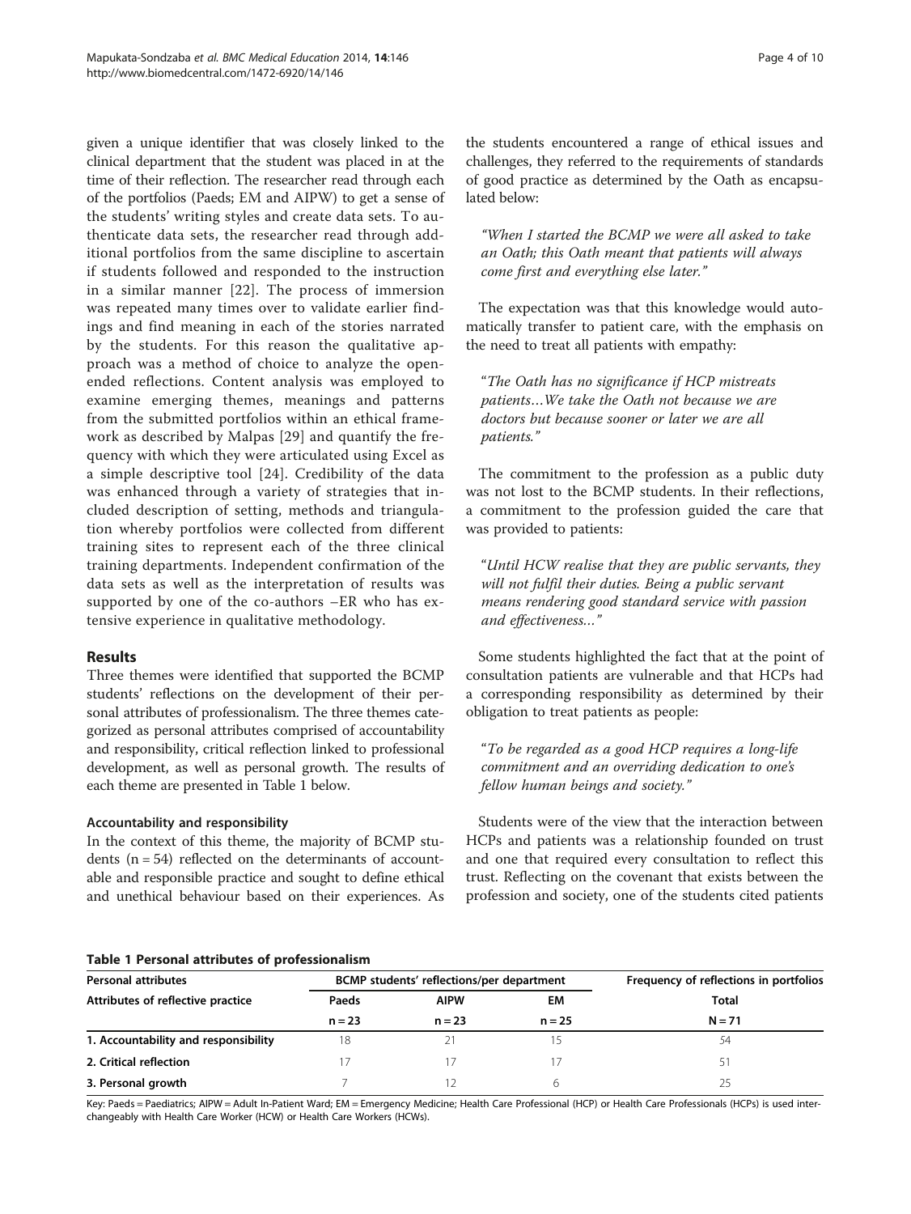given a unique identifier that was closely linked to the clinical department that the student was placed in at the time of their reflection. The researcher read through each of the portfolios (Paeds; EM and AIPW) to get a sense of the students' writing styles and create data sets. To authenticate data sets, the researcher read through additional portfolios from the same discipline to ascertain if students followed and responded to the instruction in a similar manner [22]. The process of immersion was repeated many times over to validate earlier findings and find meaning in each of the stories narrated by the students. For this reason the qualitative approach was a method of choice to analyze the open-ended reflections. Content analysis was employed to examine emerging themes, meanings and patterns from the submitted portfolios within an ethical framework as described by Malpas [29] and quantify the frequency with which they were articulated using Excel as a simple descriptive tool [24]. Credibility of the data was enhanced through a variety of strategies that included description of setting, methods and triangulation whereby portfolios were collected from different training sites to represent each of the three clinical training departments. Independent confirmation of the data sets as well as the interpretation of results was supported by one of the co-authors –ER who has extensive experience in qualitative methodology.

## Results

Three themes were identified that supported the BCMP students' reflections on the development of their personal attributes of professionalism. The three themes categorized as personal attributes comprised of accountability and responsibility, critical reflection linked to professional development, as well as personal growth. The results of each theme are presented in Table 1 below.

### Accountability and responsibility

In the context of this theme, the majority of BCMP students (n = 54) reflected on the determinants of accountable and responsible practice and sought to define ethical and unethical behaviour based on their experiences. As the students encountered a range of ethical issues and challenges, they referred to the requirements of standards of good practice as determined by the Oath as encapsulated below:

> *"When I started the BCMP we were all asked to take an Oath; this Oath meant that patients will always come first and everything else later."*

The expectation was that this knowledge would automatically transfer to patient care, with the emphasis on the need to treat all patients with empathy:

> *"The Oath has no significance if HCP mistreats patients…We take the Oath not because we are doctors but because sooner or later we are all patients."*

The commitment to the profession as a public duty was not lost to the BCMP students. In their reflections, a commitment to the profession guided the care that was provided to patients:

> *"Until HCW realise that they are public servants, they will not fulfil their duties. Being a public servant means rendering good standard service with passion and effectiveness…"*

Some students highlighted the fact that at the point of consultation patients are vulnerable and that HCPs had a corresponding responsibility as determined by their obligation to treat patients as people:

> *"To be regarded as a good HCP requires a long-life commitment and an overriding dedication to one's fellow human beings and society."*

Students were of the view that the interaction between HCPs and patients was a relationship founded on trust and one that required every consultation to reflect this trust. Reflecting on the covenant that exists between the profession and society, one of the students cited patients

**Table 1 Personal attributes of professionalism**

| Personal attributes | BCMP students' reflections/per department | | | Frequency of reflections in portfolios |
|---|---|---|---|---|
| Attributes of reflective practice | Paeds | AIPW | EM | Total |
| | n = 23 | n = 23 | n = 25 | N = 71 |
| **1. Accountability and responsibility** | 18 | 21 | 15 | 54 |
| **2. Critical reflection** | 17 | 17 | 17 | 51 |
| **3. Personal growth** | 7 | 12 | 6 | 25 |

Key: Paeds = Paediatrics; AIPW = Adult In-Patient Ward; EM = Emergency Medicine; Health Care Professional (HCP) or Health Care Professionals (HCPs) is used interchangeably with Health Care Worker (HCW) or Health Care Workers (HCWs).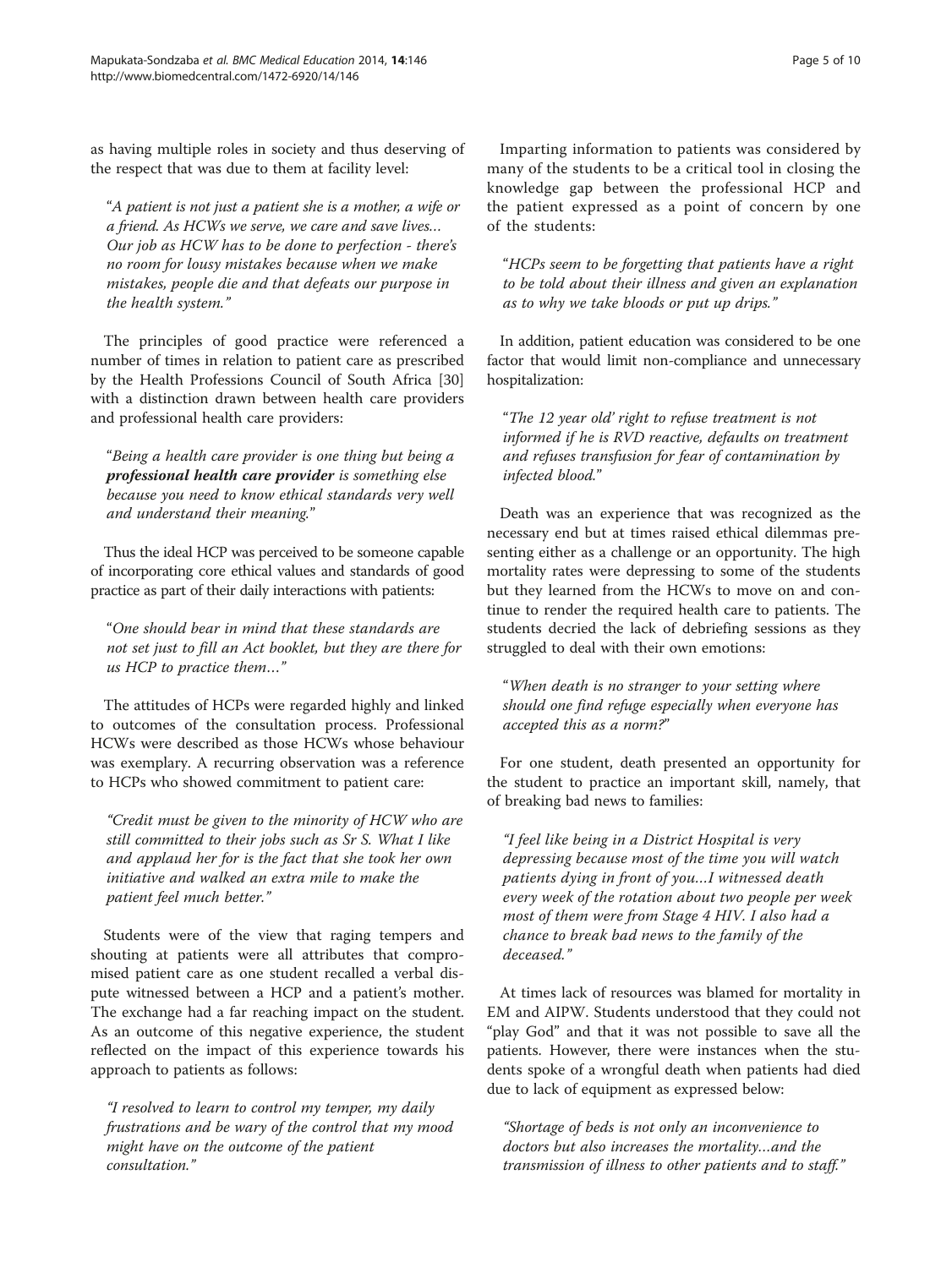as having multiple roles in society and thus deserving of the respect that was due to them at facility level:

> "*A patient is not just a patient she is a mother, a wife or a friend. As HCWs we serve, we care and save lives… Our job as HCW has to be done to perfection - there's no room for lousy mistakes because when we make mistakes, people die and that defeats our purpose in the health system.*"

The principles of good practice were referenced a number of times in relation to patient care as prescribed by the Health Professions Council of South Africa [30] with a distinction drawn between health care providers and professional health care providers:

> "*Being a health care provider is one thing but being a **professional health care provider** is something else because you need to know ethical standards very well and understand their meaning.*"

Thus the ideal HCP was perceived to be someone capable of incorporating core ethical values and standards of good practice as part of their daily interactions with patients:

> "*One should bear in mind that these standards are not set just to fill an Act booklet, but they are there for us HCP to practice them…*"

The attitudes of HCPs were regarded highly and linked to outcomes of the consultation process. Professional HCWs were described as those HCWs whose behaviour was exemplary. A recurring observation was a reference to HCPs who showed commitment to patient care:

> *"Credit must be given to the minority of HCW who are still committed to their jobs such as Sr S. What I like and applaud her for is the fact that she took her own initiative and walked an extra mile to make the patient feel much better."*

Students were of the view that raging tempers and shouting at patients were all attributes that compromised patient care as one student recalled a verbal dispute witnessed between a HCP and a patient's mother. The exchange had a far reaching impact on the student. As an outcome of this negative experience, the student reflected on the impact of this experience towards his approach to patients as follows:

> *"I resolved to learn to control my temper, my daily frustrations and be wary of the control that my mood might have on the outcome of the patient consultation."*

Imparting information to patients was considered by many of the students to be a critical tool in closing the knowledge gap between the professional HCP and the patient expressed as a point of concern by one of the students:

> "*HCPs seem to be forgetting that patients have a right to be told about their illness and given an explanation as to why we take bloods or put up drips.*"

In addition, patient education was considered to be one factor that would limit non-compliance and unnecessary hospitalization:

> "*The 12 year old' right to refuse treatment is not informed if he is RVD reactive, defaults on treatment and refuses transfusion for fear of contamination by infected blood.*"

Death was an experience that was recognized as the necessary end but at times raised ethical dilemmas presenting either as a challenge or an opportunity. The high mortality rates were depressing to some of the students but they learned from the HCWs to move on and continue to render the required health care to patients. The students decried the lack of debriefing sessions as they struggled to deal with their own emotions:

> "*When death is no stranger to your setting where should one find refuge especially when everyone has accepted this as a norm?*"

For one student, death presented an opportunity for the student to practice an important skill, namely, that of breaking bad news to families:

> *"I feel like being in a District Hospital is very depressing because most of the time you will watch patients dying in front of you…I witnessed death every week of the rotation about two people per week most of them were from Stage 4 HIV. I also had a chance to break bad news to the family of the deceased."*

At times lack of resources was blamed for mortality in EM and AIPW. Students understood that they could not "play God" and that it was not possible to save all the patients. However, there were instances when the students spoke of a wrongful death when patients had died due to lack of equipment as expressed below:

> *"Shortage of beds is not only an inconvenience to doctors but also increases the mortality…and the transmission of illness to other patients and to staff."*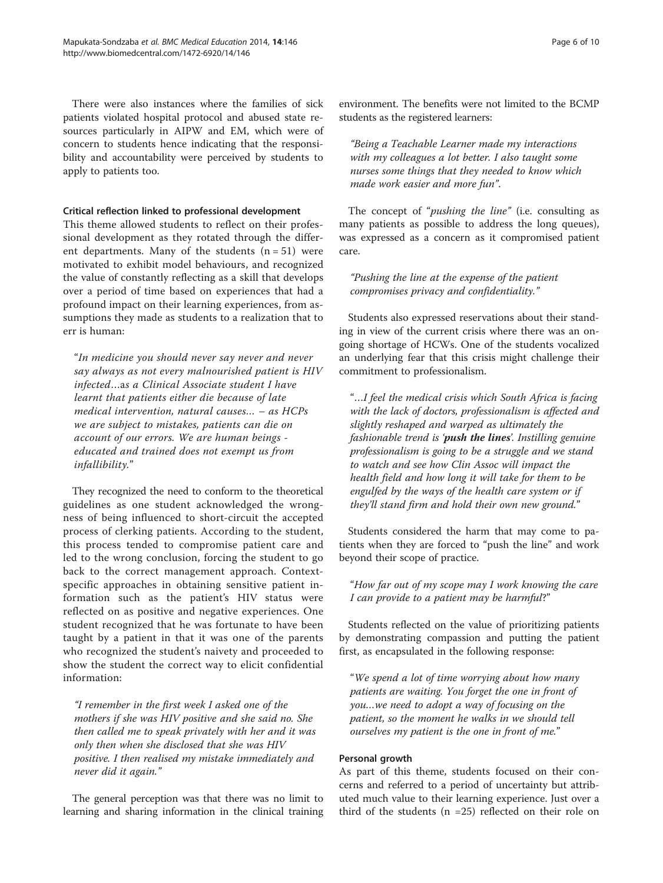There were also instances where the families of sick patients violated hospital protocol and abused state resources particularly in AIPW and EM, which were of concern to students hence indicating that the responsibility and accountability were perceived by students to apply to patients too.

#### Critical reflection linked to professional development

This theme allowed students to reflect on their professional development as they rotated through the different departments. Many of the students (n = 51) were motivated to exhibit model behaviours, and recognized the value of constantly reflecting as a skill that develops over a period of time based on experiences that had a profound impact on their learning experiences, from assumptions they made as students to a realization that to err is human:

> *"In medicine you should never say never and never say always as not every malnourished patient is HIV infected…as a Clinical Associate student I have learnt that patients either die because of late medical intervention, natural causes… – as HCPs we are subject to mistakes, patients can die on account of our errors. We are human beings - educated and trained does not exempt us from infallibility."*

They recognized the need to conform to the theoretical guidelines as one student acknowledged the wrongness of being influenced to short-circuit the accepted process of clerking patients. According to the student, this process tended to compromise patient care and led to the wrong conclusion, forcing the student to go back to the correct management approach. Context-specific approaches in obtaining sensitive patient information such as the patient's HIV status were reflected on as positive and negative experiences. One student recognized that he was fortunate to have been taught by a patient in that it was one of the parents who recognized the student's naivety and proceeded to show the student the correct way to elicit confidential information:

> *"I remember in the first week I asked one of the mothers if she was HIV positive and she said no. She then called me to speak privately with her and it was only then when she disclosed that she was HIV positive. I then realised my mistake immediately and never did it again."*

The general perception was that there was no limit to learning and sharing information in the clinical training environment. The benefits were not limited to the BCMP students as the registered learners:

> *"Being a Teachable Learner made my interactions with my colleagues a lot better. I also taught some nurses some things that they needed to know which made work easier and more fun".*

The concept of "*pushing the line*" (i.e. consulting as many patients as possible to address the long queues), was expressed as a concern as it compromised patient care.

> *"Pushing the line at the expense of the patient compromises privacy and confidentiality."*

Students also expressed reservations about their standing in view of the current crisis where there was an ongoing shortage of HCWs. One of the students vocalized an underlying fear that this crisis might challenge their commitment to professionalism.

> *"…I feel the medical crisis which South Africa is facing with the lack of doctors, professionalism is affected and slightly reshaped and warped as ultimately the fashionable trend is '**push the lines**'. Instilling genuine professionalism is going to be a struggle and we stand to watch and see how Clin Assoc will impact the health field and how long it will take for them to be engulfed by the ways of the health care system or if they'll stand firm and hold their own new ground."*

Students considered the harm that may come to patients when they are forced to "push the line" and work beyond their scope of practice.

> *"How far out of my scope may I work knowing the care I can provide to a patient may be harmful?"*

Students reflected on the value of prioritizing patients by demonstrating compassion and putting the patient first, as encapsulated in the following response:

> *"We spend a lot of time worrying about how many patients are waiting. You forget the one in front of you…we need to adopt a way of focusing on the patient, so the moment he walks in we should tell ourselves my patient is the one in front of me."*

#### Personal growth

As part of this theme, students focused on their concerns and referred to a period of uncertainty but attributed much value to their learning experience. Just over a third of the students (n =25) reflected on their role on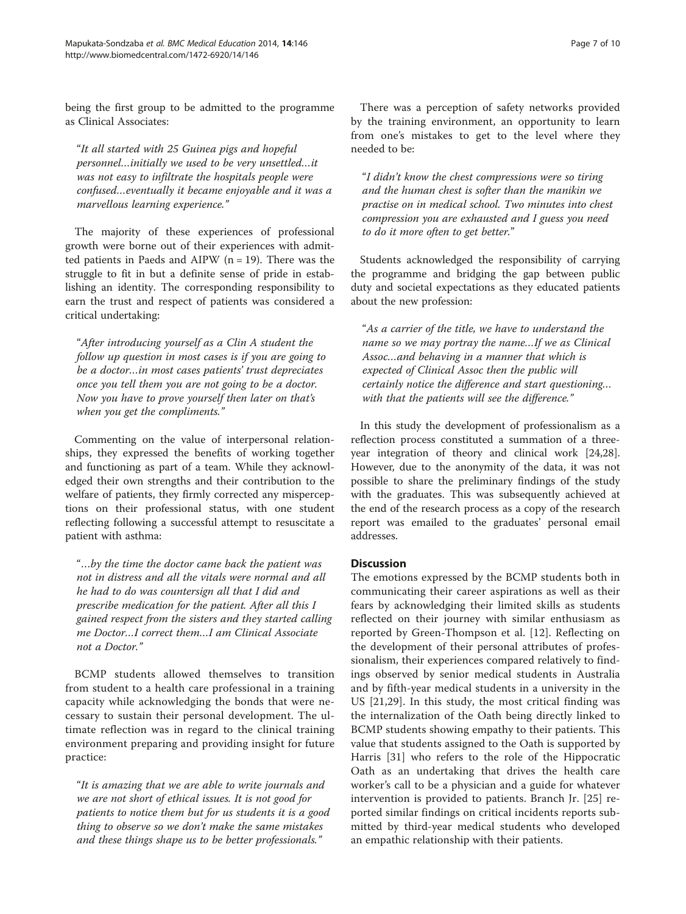being the first group to be admitted to the programme as Clinical Associates:

> *"It all started with 25 Guinea pigs and hopeful personnel…initially we used to be very unsettled…it was not easy to infiltrate the hospitals people were confused…eventually it became enjoyable and it was a marvellous learning experience."*

The majority of these experiences of professional growth were borne out of their experiences with admitted patients in Paeds and AIPW (n = 19). There was the struggle to fit in but a definite sense of pride in establishing an identity. The corresponding responsibility to earn the trust and respect of patients was considered a critical undertaking:

> *"After introducing yourself as a Clin A student the follow up question in most cases is if you are going to be a doctor…in most cases patients' trust depreciates once you tell them you are not going to be a doctor. Now you have to prove yourself then later on that's when you get the compliments."*

Commenting on the value of interpersonal relationships, they expressed the benefits of working together and functioning as part of a team. While they acknowledged their own strengths and their contribution to the welfare of patients, they firmly corrected any misperceptions on their professional status, with one student reflecting following a successful attempt to resuscitate a patient with asthma:

> *"…by the time the doctor came back the patient was not in distress and all the vitals were normal and all he had to do was countersign all that I did and prescribe medication for the patient. After all this I gained respect from the sisters and they started calling me Doctor…I correct them…I am Clinical Associate not a Doctor."*

BCMP students allowed themselves to transition from student to a health care professional in a training capacity while acknowledging the bonds that were necessary to sustain their personal development. The ultimate reflection was in regard to the clinical training environment preparing and providing insight for future practice:

> *"It is amazing that we are able to write journals and we are not short of ethical issues. It is not good for patients to notice them but for us students it is a good thing to observe so we don't make the same mistakes and these things shape us to be better professionals."*

There was a perception of safety networks provided by the training environment, an opportunity to learn from one's mistakes to get to the level where they needed to be:

> *"I didn't know the chest compressions were so tiring and the human chest is softer than the manikin we practise on in medical school. Two minutes into chest compression you are exhausted and I guess you need to do it more often to get better."*

Students acknowledged the responsibility of carrying the programme and bridging the gap between public duty and societal expectations as they educated patients about the new profession:

> *"As a carrier of the title, we have to understand the name so we may portray the name…If we as Clinical Assoc…and behaving in a manner that which is expected of Clinical Assoc then the public will certainly notice the difference and start questioning… with that the patients will see the difference."*

In this study the development of professionalism as a reflection process constituted a summation of a three-year integration of theory and clinical work [24,28]. However, due to the anonymity of the data, it was not possible to share the preliminary findings of the study with the graduates. This was subsequently achieved at the end of the research process as a copy of the research report was emailed to the graduates' personal email addresses.

## Discussion

The emotions expressed by the BCMP students both in communicating their career aspirations as well as their fears by acknowledging their limited skills as students reflected on their journey with similar enthusiasm as reported by Green-Thompson et al. [12]. Reflecting on the development of their personal attributes of professionalism, their experiences compared relatively to findings observed by senior medical students in Australia and by fifth-year medical students in a university in the US [21,29]. In this study, the most critical finding was the internalization of the Oath being directly linked to BCMP students showing empathy to their patients. This value that students assigned to the Oath is supported by Harris [31] who refers to the role of the Hippocratic Oath as an undertaking that drives the health care worker's call to be a physician and a guide for whatever intervention is provided to patients. Branch Jr. [25] reported similar findings on critical incidents reports submitted by third-year medical students who developed an empathic relationship with their patients.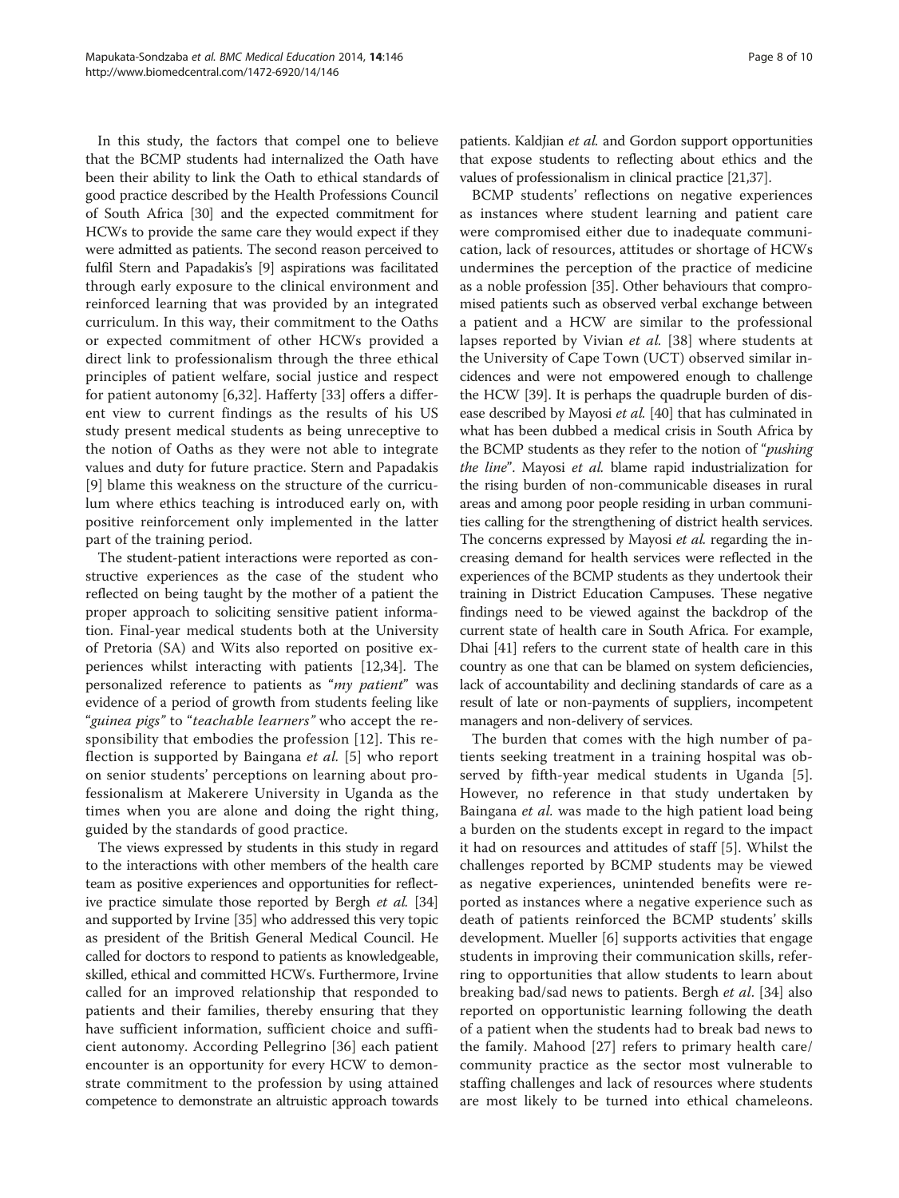In this study, the factors that compel one to believe that the BCMP students had internalized the Oath have been their ability to link the Oath to ethical standards of good practice described by the Health Professions Council of South Africa [30] and the expected commitment for HCWs to provide the same care they would expect if they were admitted as patients. The second reason perceived to fulfil Stern and Papadakis's [9] aspirations was facilitated through early exposure to the clinical environment and reinforced learning that was provided by an integrated curriculum. In this way, their commitment to the Oaths or expected commitment of other HCWs provided a direct link to professionalism through the three ethical principles of patient welfare, social justice and respect for patient autonomy [6,32]. Hafferty [33] offers a different view to current findings as the results of his US study present medical students as being unreceptive to the notion of Oaths as they were not able to integrate values and duty for future practice. Stern and Papadakis [9] blame this weakness on the structure of the curriculum where ethics teaching is introduced early on, with positive reinforcement only implemented in the latter part of the training period.

The student-patient interactions were reported as constructive experiences as the case of the student who reflected on being taught by the mother of a patient the proper approach to soliciting sensitive patient information. Final-year medical students both at the University of Pretoria (SA) and Wits also reported on positive experiences whilst interacting with patients [12,34]. The personalized reference to patients as "*my patient*" was evidence of a period of growth from students feeling like "*guinea pigs*" to "*teachable learners*" who accept the responsibility that embodies the profession [12]. This reflection is supported by Baingana *et al.* [5] who report on senior students' perceptions on learning about professionalism at Makerere University in Uganda as the times when you are alone and doing the right thing, guided by the standards of good practice.

The views expressed by students in this study in regard to the interactions with other members of the health care team as positive experiences and opportunities for reflective practice simulate those reported by Bergh *et al.* [34] and supported by Irvine [35] who addressed this very topic as president of the British General Medical Council. He called for doctors to respond to patients as knowledgeable, skilled, ethical and committed HCWs. Furthermore, Irvine called for an improved relationship that responded to patients and their families, thereby ensuring that they have sufficient information, sufficient choice and sufficient autonomy. According Pellegrino [36] each patient encounter is an opportunity for every HCW to demonstrate commitment to the profession by using attained competence to demonstrate an altruistic approach towards patients. Kaldjian *et al.* and Gordon support opportunities that expose students to reflecting about ethics and the values of professionalism in clinical practice [21,37].

BCMP students' reflections on negative experiences as instances where student learning and patient care were compromised either due to inadequate communication, lack of resources, attitudes or shortage of HCWs undermines the perception of the practice of medicine as a noble profession [35]. Other behaviours that compromised patients such as observed verbal exchange between a patient and a HCW are similar to the professional lapses reported by Vivian *et al.* [38] where students at the University of Cape Town (UCT) observed similar incidences and were not empowered enough to challenge the HCW [39]. It is perhaps the quadruple burden of disease described by Mayosi *et al.* [40] that has culminated in what has been dubbed a medical crisis in South Africa by the BCMP students as they refer to the notion of "*pushing the line*". Mayosi *et al.* blame rapid industrialization for the rising burden of non-communicable diseases in rural areas and among poor people residing in urban communities calling for the strengthening of district health services. The concerns expressed by Mayosi *et al.* regarding the increasing demand for health services were reflected in the experiences of the BCMP students as they undertook their training in District Education Campuses. These negative findings need to be viewed against the backdrop of the current state of health care in South Africa. For example, Dhai [41] refers to the current state of health care in this country as one that can be blamed on system deficiencies, lack of accountability and declining standards of care as a result of late or non-payments of suppliers, incompetent managers and non-delivery of services.

The burden that comes with the high number of patients seeking treatment in a training hospital was observed by fifth-year medical students in Uganda [5]. However, no reference in that study undertaken by Baingana *et al.* was made to the high patient load being a burden on the students except in regard to the impact it had on resources and attitudes of staff [5]. Whilst the challenges reported by BCMP students may be viewed as negative experiences, unintended benefits were reported as instances where a negative experience such as death of patients reinforced the BCMP students' skills development. Mueller [6] supports activities that engage students in improving their communication skills, referring to opportunities that allow students to learn about breaking bad/sad news to patients. Bergh *et al*. [34] also reported on opportunistic learning following the death of a patient when the students had to break bad news to the family. Mahood [27] refers to primary health care/community practice as the sector most vulnerable to staffing challenges and lack of resources where students are most likely to be turned into ethical chameleons.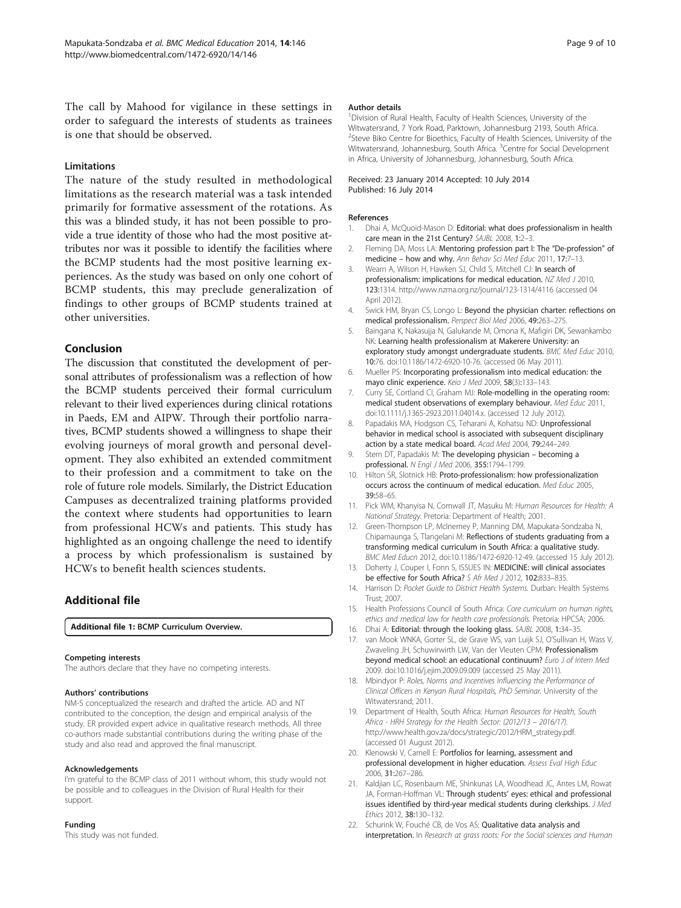The call by Mahood for vigilance in these settings in order to safeguard the interests of students as trainees is one that should be observed.

### Limitations

The nature of the study resulted in methodological limitations as the research material was a task intended primarily for formative assessment of the rotations. As this was a blinded study, it has not been possible to provide a true identity of those who had the most positive attributes nor was it possible to identify the facilities where the BCMP students had the most positive learning experiences. As the study was based on only one cohort of BCMP students, this may preclude generalization of findings to other groups of BCMP students trained at other universities.

## Conclusion

The discussion that constituted the development of personal attributes of professionalism was a reflection of how the BCMP students perceived their formal curriculum relevant to their lived experiences during clinical rotations in Paeds, EM and AIPW. Through their portfolio narratives, BCMP students showed a willingness to shape their evolving journeys of moral growth and personal development. They also exhibited an extended commitment to their profession and a commitment to take on the role of future role models. Similarly, the District Education Campuses as decentralized training platforms provided the context where students had opportunities to learn from professional HCWs and patients. This study has highlighted as an ongoing challenge the need to identify a process by which professionalism is sustained by HCWs to benefit health sciences students.

## Additional file

**Additional file 1: BCMP Curriculum Overview.**

#### Competing interests

The authors declare that they have no competing interests.

#### Authors' contributions

NM-S conceptualized the research and drafted the article. AD and NT contributed to the conception, the design and empirical analysis of the study. ER provided expert advice in qualitative research methods. All three co-authors made substantial contributions during the writing phase of the study and also read and approved the final manuscript.

#### Acknowledgements

I'm grateful to the BCMP class of 2011 without whom, this study would not be possible and to colleagues in the Division of Rural Health for their support.

#### Funding

This study was not funded.

#### Author details

[1]Division of Rural Health, Faculty of Health Sciences, University of the Witwatersrand, 7 York Road, Parktown, Johannesburg 2193, South Africa. [2]Steve Biko Centre for Bioethics, Faculty of Health Sciences, University of the Witwatersrand, Johannesburg, South Africa. [3]Centre for Social Development in Africa, University of Johannesburg, Johannesburg, South Africa.

Received: 23 January 2014 Accepted: 10 July 2014
Published: 16 July 2014

#### References

1. Dhai A, McQuoid-Mason D: **Editorial: what does professionalism in health care mean in the 21st Century?** *SAJBL* 2008, **1**:2–3.
2. Fleming DA, Moss LA: **Mentoring profession part I: The "De-profession" of medicine – how and why.** *Ann Behav Sci Med Educ* 2011, **17**:7–13.
3. Wearn A, Wilson H, Hawken SJ, Child S, Mitchell CJ: **In search of professionalism: implications for medical education.** *NZ Med J* 2010, **123**:1314. http://www.nzma.org.nz/journal/123-1314/4116 (accessed 04 April 2012).
4. Swick HM, Bryan CS, Longo L: **Beyond the physician charter: reflections on medical professionalism.** *Perspect Biol Med* 2006, **49**:263–275.
5. Baingana K, Nakasujja N, Galukande M, Omona K, Mafigiri DK, Sewankambo NK: **Learning health professionalism at Makerere University: an exploratory study amongst undergraduate students.** *BMC Med Educ* 2010, **10**:76. doi:10.1186/1472-6920-10-76. (accessed 06 May 2011).
6. Mueller PS: **Incorporating professionalism into medical education: the mayo clinic experience.** *Keio J Med* 2009, **58**(3):133–143.
7. Curry SE, Cortland CI, Graham MJ: **Role-modelling in the operating room: medical student observations of exemplary behaviour.** *Med Educ* 2011, doi:10.1111/j.1365-2923.2011.04014.x. (accessed 12 July 2012).
8. Papadakis MA, Hodgson CS, Teharani A, Kohatsu ND: **Unprofessional behavior in medical school is associated with subsequent disciplinary action by a state medical board.** *Acad Med* 2004, **79**:244–249.
9. Stern DT, Papadakis M: **The developing physician – becoming a professional.** *N Engl J Med* 2006, **355**:1794–1799.
10. Hilton SR, Slotnick HB: **Proto-professionalism: how professionalization occurs across the continuum of medical education.** *Med Educ* 2005, **39**:58–65.
11. Pick WM, Khanyisa N, Cornwall JT, Masuku M: *Human Resources for Health: A National Strategy.* Pretoria: Department of Health; 2001.
12. Green-Thompson LP, McInerney P, Manning DM, Mapukata-Sondzaba N, Chipamaunga S, Tlangelani M: **Reflections of students graduating from a transforming medical curriculum in South Africa: a qualitative study.** *BMC Med Educn* 2012, doi:10.1186/1472-6920-12-49. (accessed 15 July 2012).
13. Doherty J, Couper I, Fonn S, ISSUES IN: **MEDICINE: will clinical associates be effective for South Africa?** *S Afr Med J* 2012, **102**:833–835.
14. Harrison D: *Pocket Guide to District Health Systems.* Durban: Health Systems Trust; 2007.
15. Health Professions Council of South Africa: *Core curriculum on human rights, ethics and medical law for health care professionals.* Pretoria: HPCSA; 2006.
16. Dhai A: **Editorial: through the looking glass.** *SAJBL* 2008, **1**:34–35.
17. van Mook WNKA, Gorter SL, de Grave WS, van Luijk SJ, O'Sullivan H, Wass V, Zwaveling JH, Schuwirwirth LW, Van der Vleuten CPM: **Professionalism beyond medical school: an educational continuum?** *Euro J of Intern Med* 2009. doi:10.1016/j.ejim.2009.09.009 (accessed 25 May 2011).
18. Mbindyor P: *Roles, Norms and Incentives Influencing the Performance of Clinical Officers in Kenyan Rural Hospitals, PhD Seminar.* University of the Witwatersrand; 2011.
19. Department of Health, South Africa: *Human Resources for Health, South Africa - HRH Strategy for the Health Sector: (2012/13 – 2016/17).* http://www.health.gov.za/docs/strategic/2012/HRM_strategy.pdf. (accessed 01 August 2012).
20. Klenowski V, Carnell E: **Portfolios for learning, assessment and professional development in higher education.** *Assess Eval High Educ* 2006, **31**:267–286.
21. Kaldjian LC, Rosenbaum ME, Shinkunas LA, Woodhead JC, Antes LM, Rowat JA, Forman-Hoffman VL: **Through students' eyes: ethical and professional issues identified by third-year medical students during clerkships.** *J Med Ethics* 2012, **38**:130–132.
22. Schurink W, Fouché CB, de Vos AS: **Qualitative data analysis and interpretation.** In *Research at grass roots: For the Social sciences and Human*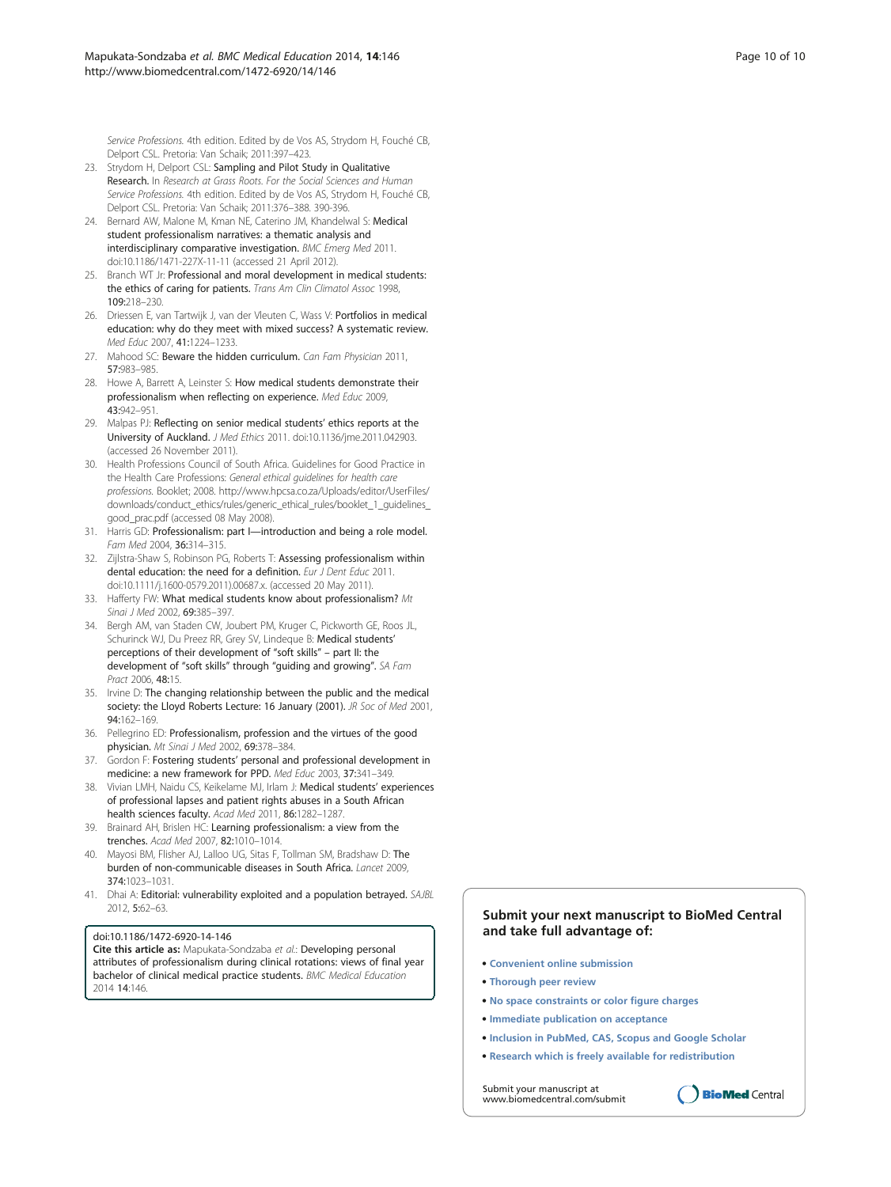*Service Professions.* 4th edition. Edited by de Vos AS, Strydom H, Fouché CB, Delport CSL. Pretoria: Van Schaik; 2011:397–423.

23. Strydom H, Delport CSL: **Sampling and Pilot Study in Qualitative Research.** In *Research at Grass Roots. For the Social Sciences and Human Service Professions.* 4th edition. Edited by de Vos AS, Strydom H, Fouché CB, Delport CSL. Pretoria: Van Schaik; 2011:376–388. 390-396.
24. Bernard AW, Malone M, Kman NE, Caterino JM, Khandelwal S: **Medical student professionalism narratives: a thematic analysis and interdisciplinary comparative investigation.** *BMC Emerg Med* 2011. doi:10.1186/1471-227X-11-11 (accessed 21 April 2012).
25. Branch WT Jr: **Professional and moral development in medical students: the ethics of caring for patients.** *Trans Am Clin Climatol Assoc* 1998, **109:**218–230.
26. Driessen E, van Tartwijk J, van der Vleuten C, Wass V: **Portfolios in medical education: why do they meet with mixed success? A systematic review.** *Med Educ* 2007, **41:**1224–1233.
27. Mahood SC: **Beware the hidden curriculum.** *Can Fam Physician* 2011, **57:**983–985.
28. Howe A, Barrett A, Leinster S: **How medical students demonstrate their professionalism when reflecting on experience.** *Med Educ* 2009, **43:**942–951.
29. Malpas PJ: **Reflecting on senior medical students' ethics reports at the University of Auckland.** *J Med Ethics* 2011. doi:10.1136/jme.2011.042903. (accessed 26 November 2011).
30. Health Professions Council of South Africa. Guidelines for Good Practice in the Health Care Professions: *General ethical guidelines for health care professions.* Booklet; 2008. http://www.hpcsa.co.za/Uploads/editor/UserFiles/downloads/conduct_ethics/rules/generic_ethical_rules/booklet_1_guidelines_good_prac.pdf (accessed 08 May 2008).
31. Harris GD: **Professionalism: part I—introduction and being a role model.** *Fam Med* 2004, **36:**314–315.
32. Zijlstra-Shaw S, Robinson PG, Roberts T: **Assessing professionalism within dental education: the need for a definition.** *Eur J Dent Educ* 2011. doi:10.1111/j.1600-0579.2011).00687.x. (accessed 20 May 2011).
33. Hafferty FW: **What medical students know about professionalism?** *Mt Sinai J Med* 2002, **69:**385–397.
34. Bergh AM, van Staden CW, Joubert PM, Kruger C, Pickworth GE, Roos JL, Schurinck WJ, Du Preez RR, Grey SV, Lindeque B: **Medical students' perceptions of their development of "soft skills" – part II: the development of "soft skills" through "guiding and growing".** *SA Fam Pract* 2006, **48:**15.
35. Irvine D: **The changing relationship between the public and the medical society: the Lloyd Roberts Lecture: 16 January (2001).** *JR Soc of Med* 2001, **94:**162–169.
36. Pellegrino ED: **Professionalism, profession and the virtues of the good physician.** *Mt Sinai J Med* 2002, **69:**378–384.
37. Gordon F: **Fostering students' personal and professional development in medicine: a new framework for PPD.** *Med Educ* 2003, **37:**341–349.
38. Vivian LMH, Naidu CS, Keikelame MJ, Irlam J: **Medical students' experiences of professional lapses and patient rights abuses in a South African health sciences faculty.** *Acad Med* 2011, **86:**1282–1287.
39. Brainard AH, Brislen HC: **Learning professionalism: a view from the trenches.** *Acad Med* 2007, **82:**1010–1014.
40. Mayosi BM, Flisher AJ, Lalloo UG, Sitas F, Tollman SM, Bradshaw D: **The burden of non-communicable diseases in South Africa.** *Lancet* 2009, **374:**1023–1031.
41. Dhai A: **Editorial: vulnerability exploited and a population betrayed.** *SAJBL* 2012, **5:**62–63.

doi:10.1186/1472-6920-14-146

**Cite this article as:** Mapukata-Sondzaba *et al.*: Developing personal attributes of professionalism during clinical rotations: views of final year bachelor of clinical medical practice students. *BMC Medical Education* 2014 **14**:146.

**Submit your next manuscript to BioMed Central and take full advantage of:**

- **Convenient online submission**
- **Thorough peer review**
- **No space constraints or color figure charges**
- **Immediate publication on acceptance**
- **Inclusion in PubMed, CAS, Scopus and Google Scholar**
- **Research which is freely available for redistribution**

Submit your manuscript at www.biomedcentral.com/submit

BioMed Central